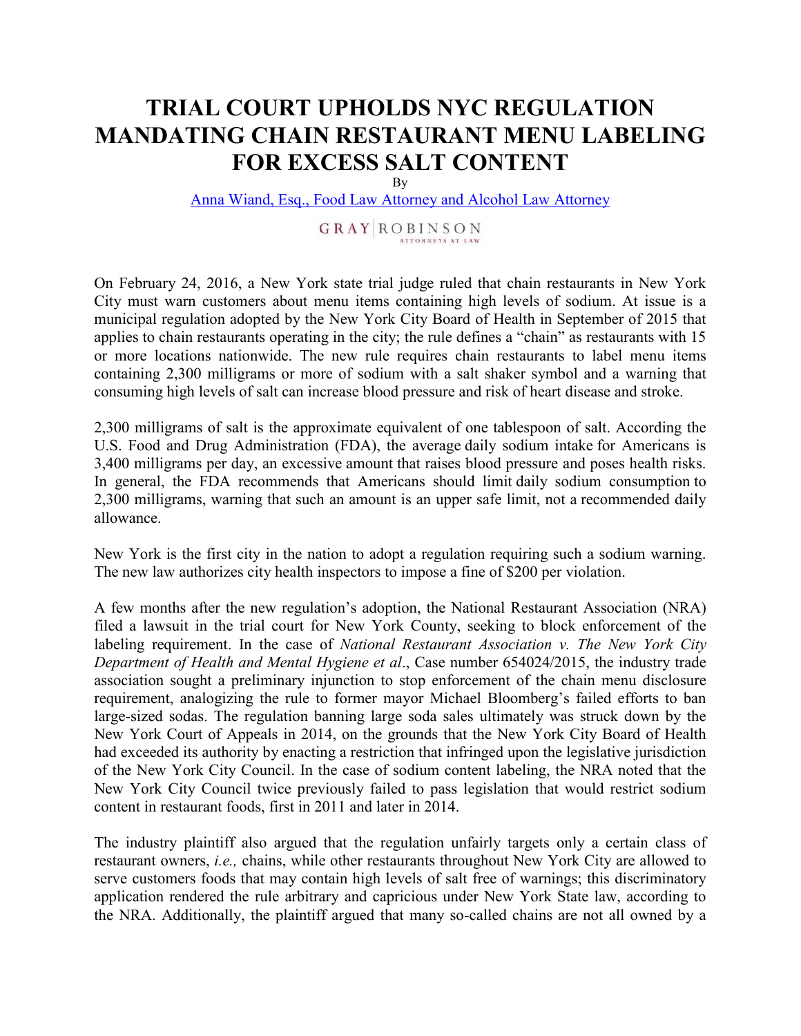# TRIAL COURT UPHOLDS NYC REGULATION MANDATING CHAIN RESTAURANT MENU LABELING FOR EXCESS SALT CONTENT

By

Anna Wiand, Esq., Food Law Attorney and Alcohol Law Attorney

GRAY ROBINSON ATTORNEYS AT LAW

On February 24, 2016, a New York state trial judge ruled that chain restaurants in New York City must warn customers about menu items containing high levels of sodium. At issue is a municipal regulation adopted by the New York City Board of Health in September of 2015 that applies to chain restaurants operating in the city; the rule defines a "chain" as restaurants with 15 or more locations nationwide. The new rule requires chain restaurants to label menu items containing 2,300 milligrams or more of sodium with a salt shaker symbol and a warning that consuming high levels of salt can increase blood pressure and risk of heart disease and stroke.

2,300 milligrams of salt is the approximate equivalent of one tablespoon of salt. According the U.S. Food and Drug Administration (FDA), the average daily sodium intake for Americans is 3,400 milligrams per day, an excessive amount that raises blood pressure and poses health risks. In general, the FDA recommends that Americans should limit daily sodium consumption to 2,300 milligrams, warning that such an amount is an upper safe limit, not a recommended daily allowance.

New York is the first city in the nation to adopt a regulation requiring such a sodium warning. The new law authorizes city health inspectors to impose a fine of $200 per violation.

A few months after the new regulation's adoption, the National Restaurant Association (NRA) filed a lawsuit in the trial court for New York County, seeking to block enforcement of the labeling requirement. In the case of *National Restaurant Association v. The New York City Department of Health and Mental Hygiene et al*., Case number 654024/2015, the industry trade association sought a preliminary injunction to stop enforcement of the chain menu disclosure requirement, analogizing the rule to former mayor Michael Bloomberg's failed efforts to ban large-sized sodas. The regulation banning large soda sales ultimately was struck down by the New York Court of Appeals in 2014, on the grounds that the New York City Board of Health had exceeded its authority by enacting a restriction that infringed upon the legislative jurisdiction of the New York City Council. In the case of sodium content labeling, the NRA noted that the New York City Council twice previously failed to pass legislation that would restrict sodium content in restaurant foods, first in 2011 and later in 2014.

The industry plaintiff also argued that the regulation unfairly targets only a certain class of restaurant owners, *i.e.,* chains, while other restaurants throughout New York City are allowed to serve customers foods that may contain high levels of salt free of warnings; this discriminatory application rendered the rule arbitrary and capricious under New York State law, according to the NRA. Additionally, the plaintiff argued that many so-called chains are not all owned by a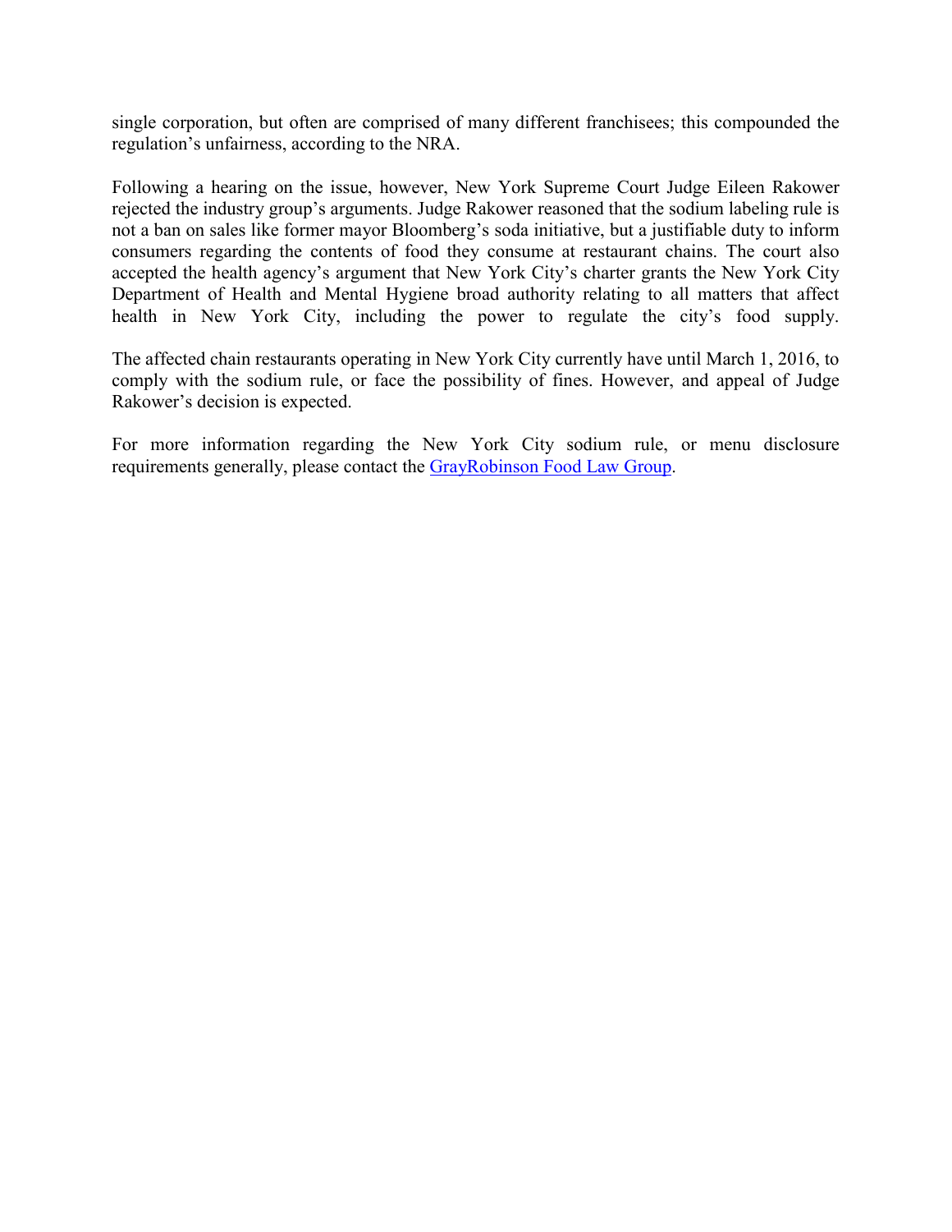single corporation, but often are comprised of many different franchisees; this compounded the regulation's unfairness, according to the NRA.

Following a hearing on the issue, however, New York Supreme Court Judge Eileen Rakower rejected the industry group's arguments. Judge Rakower reasoned that the sodium labeling rule is not a ban on sales like former mayor Bloomberg's soda initiative, but a justifiable duty to inform consumers regarding the contents of food they consume at restaurant chains. The court also accepted the health agency's argument that New York City's charter grants the New York City Department of Health and Mental Hygiene broad authority relating to all matters that affect health in New York City, including the power to regulate the city's food supply.

The affected chain restaurants operating in New York City currently have until March 1, 2016, to comply with the sodium rule, or face the possibility of fines. However, and appeal of Judge Rakower's decision is expected.

For more information regarding the New York City sodium rule, or menu disclosure requirements generally, please contact the [GrayRobinson Food Law Group](#).